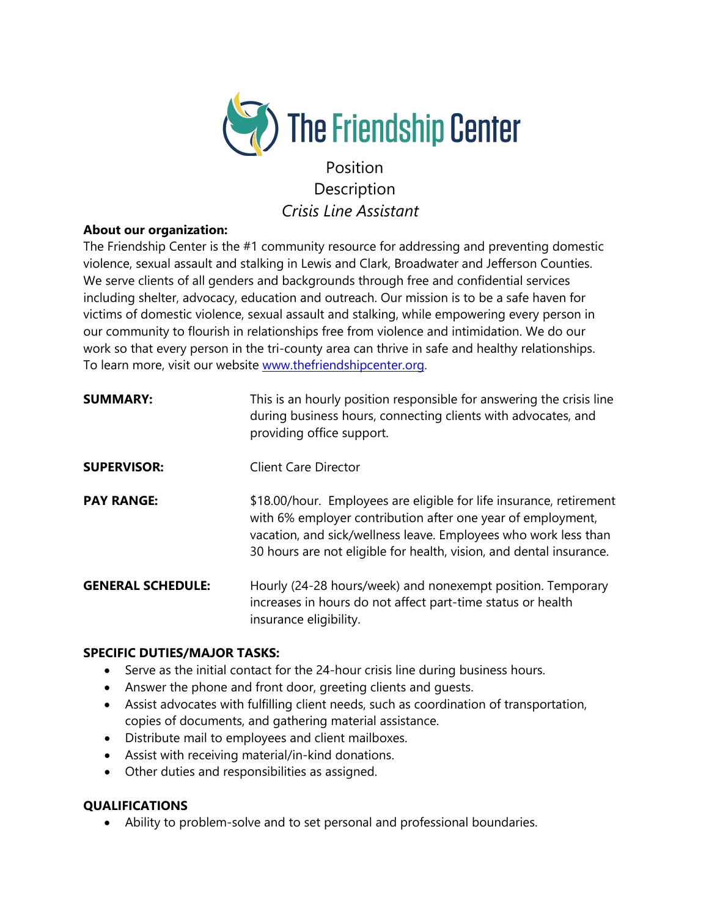# The Friendship Center

## Position Description

### *Crisis Line Assistant*

**About our organization:**
The Friendship Center is the #1 community resource for addressing and preventing domestic violence, sexual assault and stalking in Lewis and Clark, Broadwater and Jefferson Counties. We serve clients of all genders and backgrounds through free and confidential services including shelter, advocacy, education and outreach. Our mission is to be a safe haven for victims of domestic violence, sexual assault and stalking, while empowering every person in our community to flourish in relationships free from violence and intimidation. We do our work so that every person in the tri-county area can thrive in safe and healthy relationships. To learn more, visit our website [www.thefriendshipcenter.org](http://www.thefriendshipcenter.org).

**SUMMARY:** This is an hourly position responsible for answering the crisis line during business hours, connecting clients with advocates, and providing office support.

**SUPERVISOR:** Client Care Director

**PAY RANGE:** $18.00/hour. Employees are eligible for life insurance, retirement with 6% employer contribution after one year of employment, vacation, and sick/wellness leave. Employees who work less than 30 hours are not eligible for health, vision, and dental insurance.

**GENERAL SCHEDULE:** Hourly (24-28 hours/week) and nonexempt position. Temporary increases in hours do not affect part-time status or health insurance eligibility.

**SPECIFIC DUTIES/MAJOR TASKS:**

- Serve as the initial contact for the 24-hour crisis line during business hours.
- Answer the phone and front door, greeting clients and guests.
- Assist advocates with fulfilling client needs, such as coordination of transportation, copies of documents, and gathering material assistance.
- Distribute mail to employees and client mailboxes.
- Assist with receiving material/in-kind donations.
- Other duties and responsibilities as assigned.

**QUALIFICATIONS**

- Ability to problem-solve and to set personal and professional boundaries.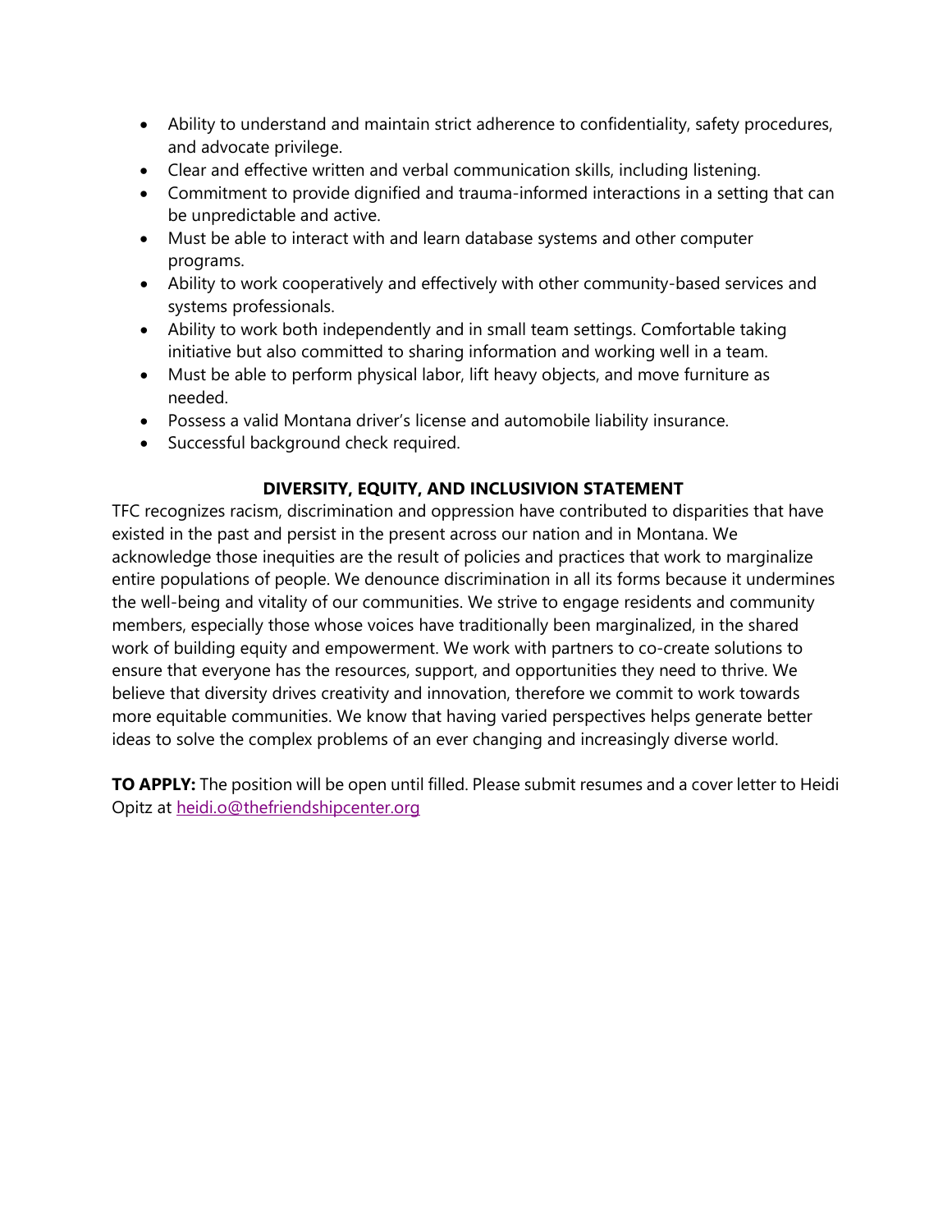- Ability to understand and maintain strict adherence to confidentiality, safety procedures, and advocate privilege.
- Clear and effective written and verbal communication skills, including listening.
- Commitment to provide dignified and trauma-informed interactions in a setting that can be unpredictable and active.
- Must be able to interact with and learn database systems and other computer programs.
- Ability to work cooperatively and effectively with other community-based services and systems professionals.
- Ability to work both independently and in small team settings. Comfortable taking initiative but also committed to sharing information and working well in a team.
- Must be able to perform physical labor, lift heavy objects, and move furniture as needed.
- Possess a valid Montana driver's license and automobile liability insurance.
- Successful background check required.

**DIVERSITY, EQUITY, AND INCLUSIVION STATEMENT**

TFC recognizes racism, discrimination and oppression have contributed to disparities that have existed in the past and persist in the present across our nation and in Montana. We acknowledge those inequities are the result of policies and practices that work to marginalize entire populations of people. We denounce discrimination in all its forms because it undermines the well-being and vitality of our communities. We strive to engage residents and community members, especially those whose voices have traditionally been marginalized, in the shared work of building equity and empowerment. We work with partners to co-create solutions to ensure that everyone has the resources, support, and opportunities they need to thrive. We believe that diversity drives creativity and innovation, therefore we commit to work towards more equitable communities. We know that having varied perspectives helps generate better ideas to solve the complex problems of an ever changing and increasingly diverse world.

**TO APPLY:** The position will be open until filled. Please submit resumes and a cover letter to Heidi Opitz at heidi.o@thefriendshipcenter.org